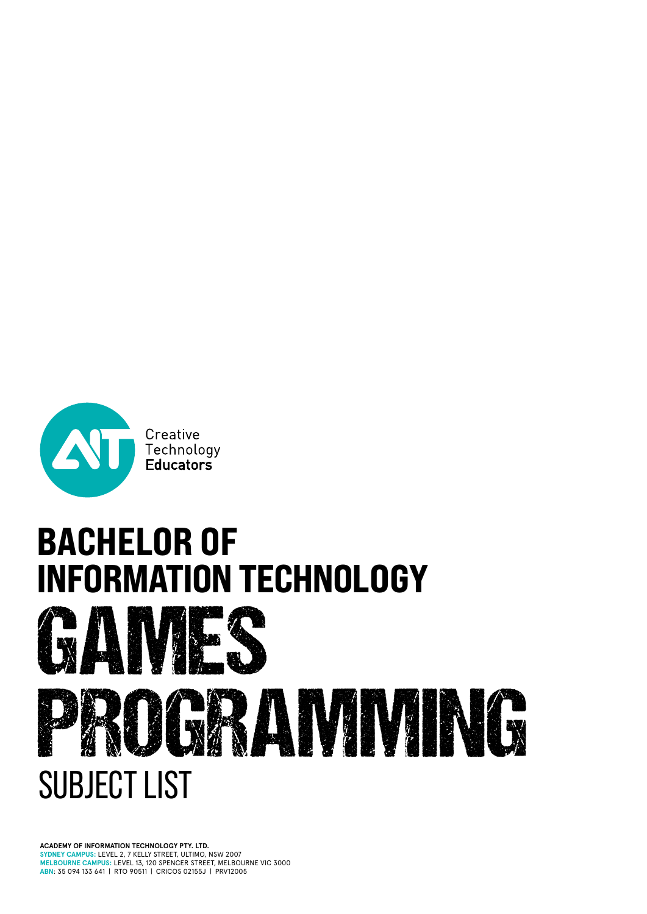Creative
Technology
**Educators**

# BACHELOR OF INFORMATION TECHNOLOGY

# GAMES PROGRAMMING

## SUBJECT LIST

**ACADEMY OF INFORMATION TECHNOLOGY PTY. LTD.**
**SYDNEY CAMPUS:** LEVEL 2, 7 KELLY STREET, ULTIMO, NSW 2007
**MELBOURNE CAMPUS:** LEVEL 13, 120 SPENCER STREET, MELBOURNE VIC 3000
**ABN**: 35 094 133 641 | RTO 90511 | CRICOS 02155J | PRV12005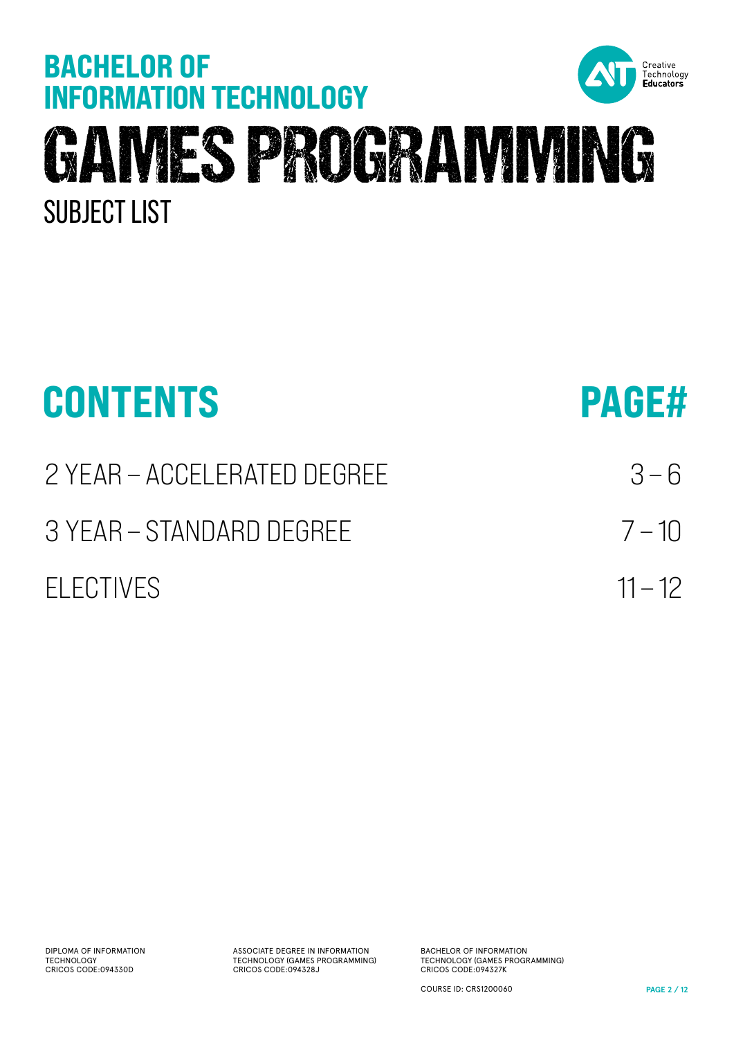# BACHELOR OF INFORMATION TECHNOLOGY

# GAMES PROGRAMMING

## SUBJECT LIST

| CONTENTS | PAGE# |
| --- | --- |
| 2 YEAR – ACCELERATED DEGREE | 3 – 6 |
| 3 YEAR – STANDARD DEGREE | 7 – 10 |
| ELECTIVES | 11 – 12 |

DIPLOMA OF INFORMATION TECHNOLOGY
CRICOS CODE:094330D

ASSOCIATE DEGREE IN INFORMATION TECHNOLOGY (GAMES PROGRAMMING)
CRICOS CODE:094328J

BACHELOR OF INFORMATION TECHNOLOGY (GAMES PROGRAMMING)
CRICOS CODE:094327K

COURSE ID: CRS1200060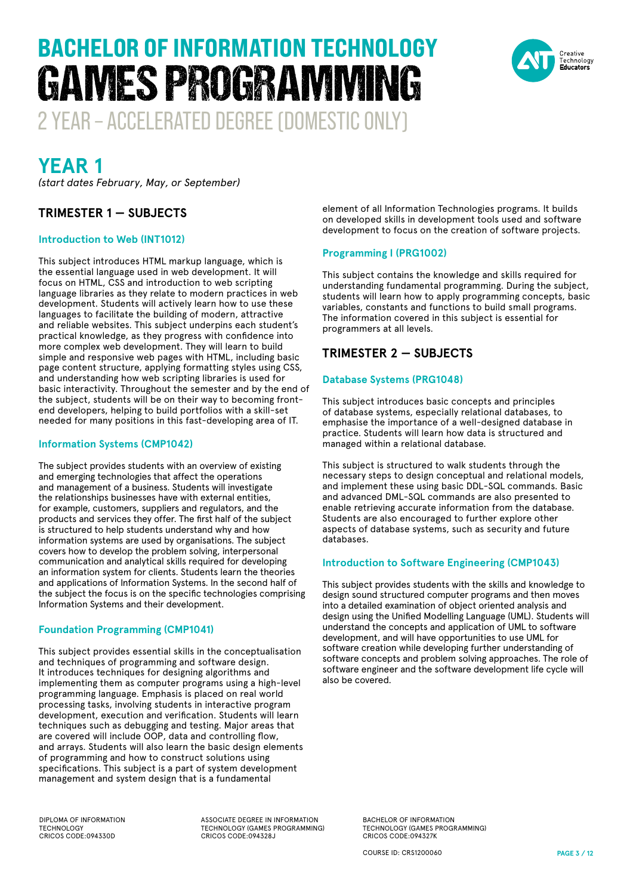# BACHELOR OF INFORMATION TECHNOLOGY
# GAMES PROGRAMMING
## 2 YEAR – ACCELERATED DEGREE (DOMESTIC ONLY)

## YEAR 1

*(start dates February, May, or September)*

### TRIMESTER 1 — SUBJECTS

#### Introduction to Web (INT1012)

This subject introduces HTML markup language, which is the essential language used in web development. It will focus on HTML, CSS and introduction to web scripting language libraries as they relate to modern practices in web development. Students will actively learn how to use these languages to facilitate the building of modern, attractive and reliable websites. This subject underpins each student's practical knowledge, as they progress with confidence into more complex web development. They will learn to build simple and responsive web pages with HTML, including basic page content structure, applying formatting styles using CSS, and understanding how web scripting libraries is used for basic interactivity. Throughout the semester and by the end of the subject, students will be on their way to becoming front-end developers, helping to build portfolios with a skill-set needed for many positions in this fast-developing area of IT.

#### Information Systems (CMP1042)

The subject provides students with an overview of existing and emerging technologies that affect the operations and management of a business. Students will investigate the relationships businesses have with external entities, for example, customers, suppliers and regulators, and the products and services they offer. The first half of the subject is structured to help students understand why and how information systems are used by organisations. The subject covers how to develop the problem solving, interpersonal communication and analytical skills required for developing an information system for clients. Students learn the theories and applications of Information Systems. In the second half of the subject the focus is on the specific technologies comprising Information Systems and their development.

#### Foundation Programming (CMP1041)

This subject provides essential skills in the conceptualisation and techniques of programming and software design. It introduces techniques for designing algorithms and implementing them as computer programs using a high-level programming language. Emphasis is placed on real world processing tasks, involving students in interactive program development, execution and verification. Students will learn techniques such as debugging and testing. Major areas that are covered will include OOP, data and controlling flow, and arrays. Students will also learn the basic design elements of programming and how to construct solutions using specifications. This subject is a part of system development management and system design that is a fundamental element of all Information Technologies programs. It builds on developed skills in development tools used and software development to focus on the creation of software projects.

#### Programming I (PRG1002)

This subject contains the knowledge and skills required for understanding fundamental programming. During the subject, students will learn how to apply programming concepts, basic variables, constants and functions to build small programs. The information covered in this subject is essential for programmers at all levels.

### TRIMESTER 2 — SUBJECTS

#### Database Systems (PRG1048)

This subject introduces basic concepts and principles of database systems, especially relational databases, to emphasise the importance of a well-designed database in practice. Students will learn how data is structured and managed within a relational database.

This subject is structured to walk students through the necessary steps to design conceptual and relational models, and implement these using basic DDL-SQL commands. Basic and advanced DML-SQL commands are also presented to enable retrieving accurate information from the database. Students are also encouraged to further explore other aspects of database systems, such as security and future databases.

#### Introduction to Software Engineering (CMP1043)

This subject provides students with the skills and knowledge to design sound structured computer programs and then moves into a detailed examination of object oriented analysis and design using the Unified Modelling Language (UML). Students will understand the concepts and application of UML to software development, and will have opportunities to use UML for software creation while developing further understanding of software concepts and problem solving approaches. The role of software engineer and the software development life cycle will also be covered.

DIPLOMA OF INFORMATION TECHNOLOGY CRICOS CODE:094330D

ASSOCIATE DEGREE IN INFORMATION TECHNOLOGY (GAMES PROGRAMMING) CRICOS CODE:094328J

BACHELOR OF INFORMATION TECHNOLOGY (GAMES PROGRAMMING) CRICOS CODE:094327K

COURSE ID: CRS1200060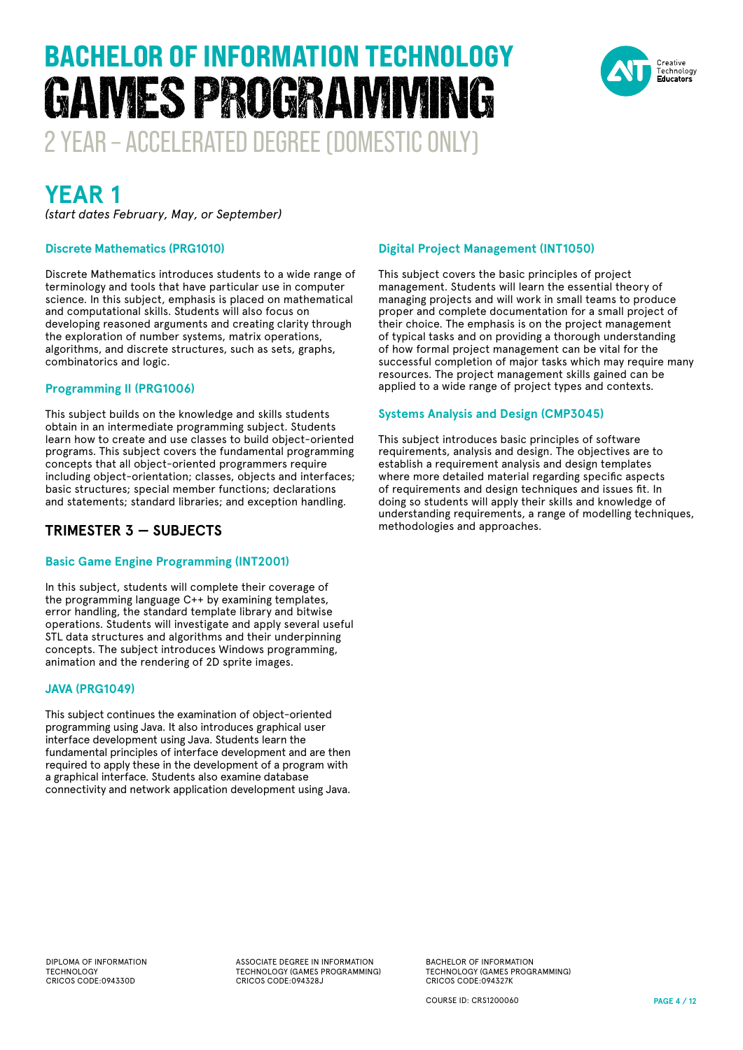# BACHELOR OF INFORMATION TECHNOLOGY
# GAMES PROGRAMMING
## 2 YEAR – ACCELERATED DEGREE (DOMESTIC ONLY)

## YEAR 1
*(start dates February, May, or September)*

### Discrete Mathematics (PRG1010)

Discrete Mathematics introduces students to a wide range of terminology and tools that have particular use in computer science. In this subject, emphasis is placed on mathematical and computational skills. Students will also focus on developing reasoned arguments and creating clarity through the exploration of number systems, matrix operations, algorithms, and discrete structures, such as sets, graphs, combinatorics and logic.

### Programming II (PRG1006)

This subject builds on the knowledge and skills students obtain in an intermediate programming subject. Students learn how to create and use classes to build object-oriented programs. This subject covers the fundamental programming concepts that all object-oriented programmers require including object-orientation; classes, objects and interfaces; basic structures; special member functions; declarations and statements; standard libraries; and exception handling.

## TRIMESTER 3 — SUBJECTS

### Basic Game Engine Programming (INT2001)

In this subject, students will complete their coverage of the programming language C++ by examining templates, error handling, the standard template library and bitwise operations. Students will investigate and apply several useful STL data structures and algorithms and their underpinning concepts. The subject introduces Windows programming, animation and the rendering of 2D sprite images.

### JAVA (PRG1049)

This subject continues the examination of object-oriented programming using Java. It also introduces graphical user interface development using Java. Students learn the fundamental principles of interface development and are then required to apply these in the development of a program with a graphical interface. Students also examine database connectivity and network application development using Java.

### Digital Project Management (INT1050)

This subject covers the basic principles of project management. Students will learn the essential theory of managing projects and will work in small teams to produce proper and complete documentation for a small project of their choice. The emphasis is on the project management of typical tasks and on providing a thorough understanding of how formal project management can be vital for the successful completion of major tasks which may require many resources. The project management skills gained can be applied to a wide range of project types and contexts.

### Systems Analysis and Design (CMP3045)

This subject introduces basic principles of software requirements, analysis and design. The objectives are to establish a requirement analysis and design templates where more detailed material regarding specific aspects of requirements and design techniques and issues fit. In doing so students will apply their skills and knowledge of understanding requirements, a range of modelling techniques, methodologies and approaches.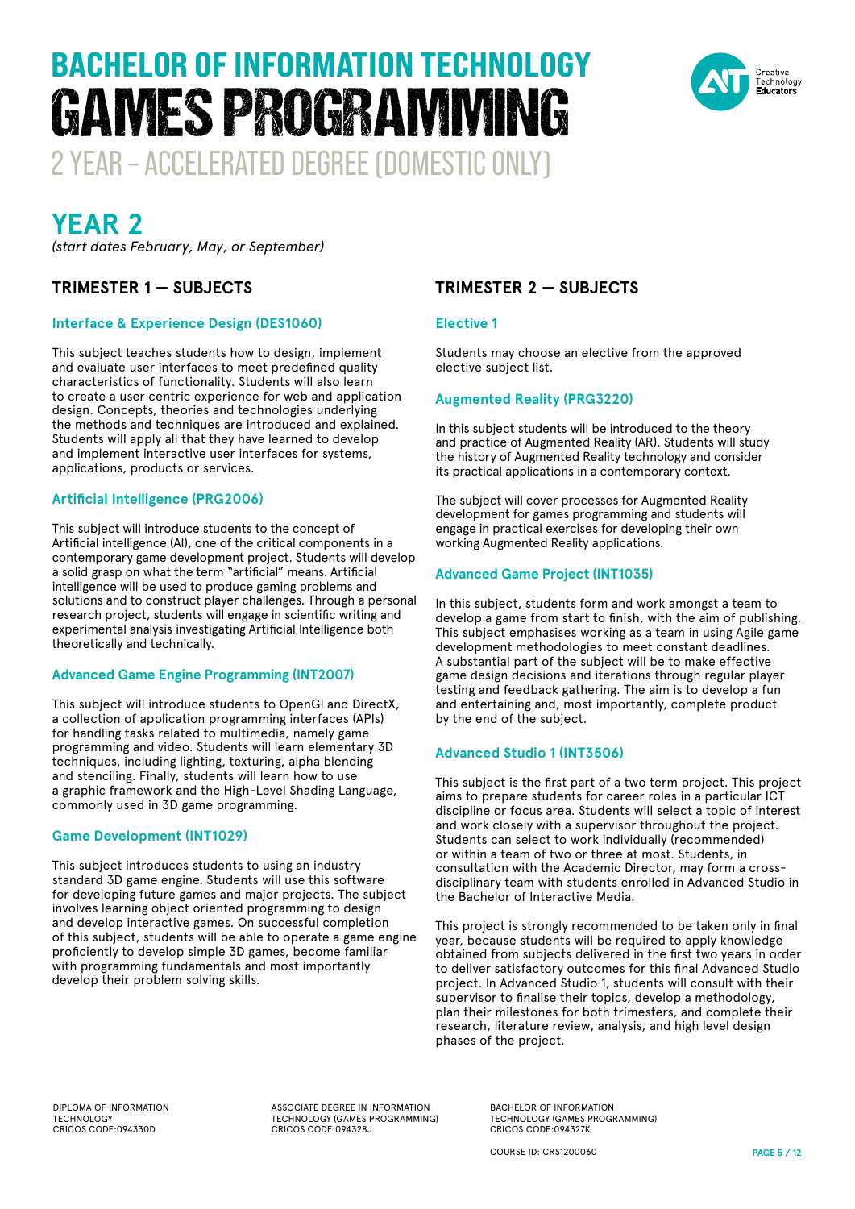# BACHELOR OF INFORMATION TECHNOLOGY
# GAMES PROGRAMMING
## 2 YEAR – ACCELERATED DEGREE (DOMESTIC ONLY)

## YEAR 2

*(start dates February, May, or September)*

### TRIMESTER 1 — SUBJECTS

#### Interface & Experience Design (DES1060)

This subject teaches students how to design, implement and evaluate user interfaces to meet predefined quality characteristics of functionality. Students will also learn to create a user centric experience for web and application design. Concepts, theories and technologies underlying the methods and techniques are introduced and explained. Students will apply all that they have learned to develop and implement interactive user interfaces for systems, applications, products or services.

#### Artificial Intelligence (PRG2006)

This subject will introduce students to the concept of Artificial intelligence (AI), one of the critical components in a contemporary game development project. Students will develop a solid grasp on what the term "artificial" means. Artificial intelligence will be used to produce gaming problems and solutions and to construct player challenges. Through a personal research project, students will engage in scientific writing and experimental analysis investigating Artificial Intelligence both theoretically and technically.

#### Advanced Game Engine Programming (INT2007)

This subject will introduce students to OpenGl and DirectX, a collection of application programming interfaces (APIs) for handling tasks related to multimedia, namely game programming and video. Students will learn elementary 3D techniques, including lighting, texturing, alpha blending and stenciling. Finally, students will learn how to use a graphic framework and the High-Level Shading Language, commonly used in 3D game programming.

#### Game Development (INT1029)

This subject introduces students to using an industry standard 3D game engine. Students will use this software for developing future games and major projects. The subject involves learning object oriented programming to design and develop interactive games. On successful completion of this subject, students will be able to operate a game engine proficiently to develop simple 3D games, become familiar with programming fundamentals and most importantly develop their problem solving skills.

### TRIMESTER 2 — SUBJECTS

#### Elective 1

Students may choose an elective from the approved elective subject list.

#### Augmented Reality (PRG3220)

In this subject students will be introduced to the theory and practice of Augmented Reality (AR). Students will study the history of Augmented Reality technology and consider its practical applications in a contemporary context.

The subject will cover processes for Augmented Reality development for games programming and students will engage in practical exercises for developing their own working Augmented Reality applications.

#### Advanced Game Project (INT1035)

In this subject, students form and work amongst a team to develop a game from start to finish, with the aim of publishing. This subject emphasises working as a team in using Agile game development methodologies to meet constant deadlines. A substantial part of the subject will be to make effective game design decisions and iterations through regular player testing and feedback gathering. The aim is to develop a fun and entertaining and, most importantly, complete product by the end of the subject.

#### Advanced Studio 1 (INT3506)

This subject is the first part of a two term project. This project aims to prepare students for career roles in a particular ICT discipline or focus area. Students will select a topic of interest and work closely with a supervisor throughout the project. Students can select to work individually (recommended) or within a team of two or three at most. Students, in consultation with the Academic Director, may form a cross-disciplinary team with students enrolled in Advanced Studio in the Bachelor of Interactive Media.

This project is strongly recommended to be taken only in final year, because students will be required to apply knowledge obtained from subjects delivered in the first two years in order to deliver satisfactory outcomes for this final Advanced Studio project. In Advanced Studio 1, students will consult with their supervisor to finalise their topics, develop a methodology, plan their milestones for both trimesters, and complete their research, literature review, analysis, and high level design phases of the project.

DIPLOMA OF INFORMATION TECHNOLOGY
CRICOS CODE:094330D

ASSOCIATE DEGREE IN INFORMATION TECHNOLOGY (GAMES PROGRAMMING)
CRICOS CODE:094328J

BACHELOR OF INFORMATION TECHNOLOGY (GAMES PROGRAMMING)
CRICOS CODE:094327K

COURSE ID: CRS1200060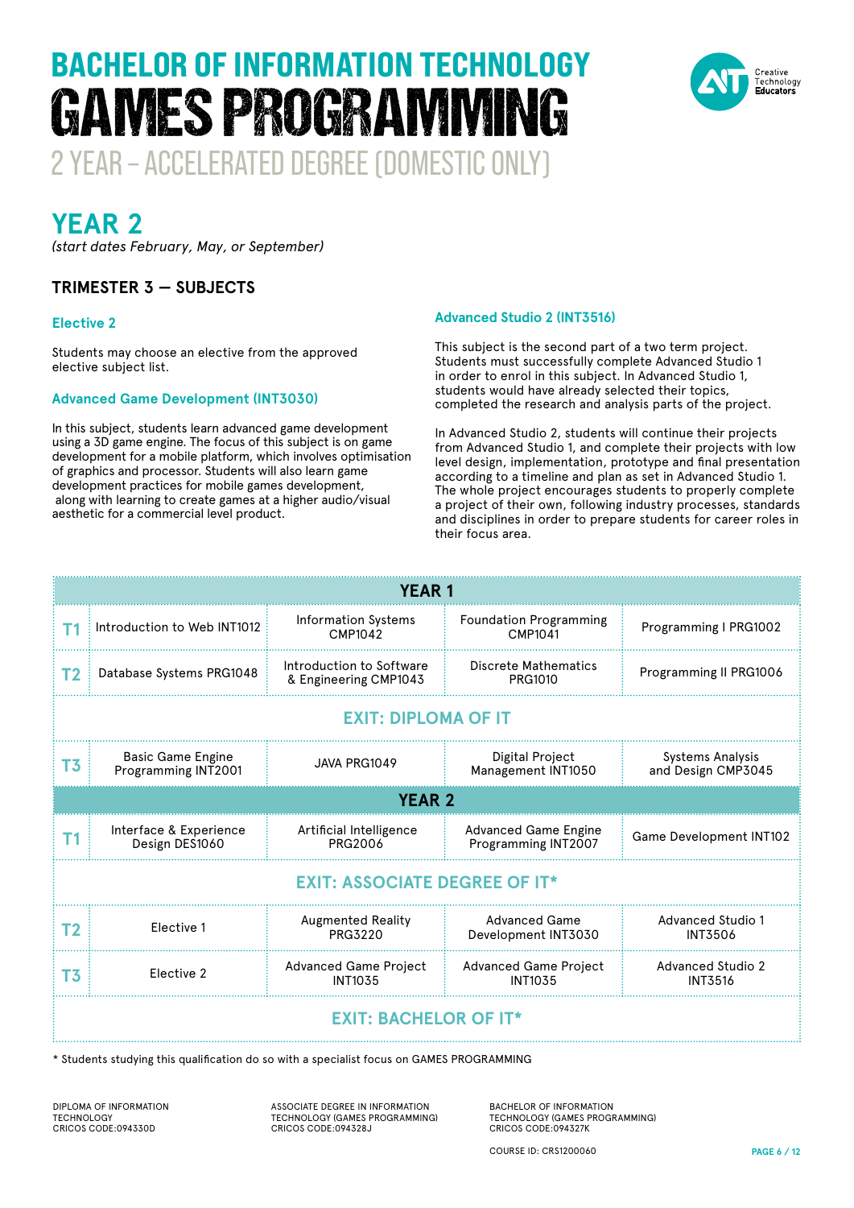# BACHELOR OF INFORMATION TECHNOLOGY
# GAMES PROGRAMMING
## 2 YEAR – ACCELERATED DEGREE (DOMESTIC ONLY)

Creative Technology Educators

## YEAR 2

*(start dates February, May, or September)*

### TRIMESTER 3 — SUBJECTS

#### Elective 2

Students may choose an elective from the approved elective subject list.

#### Advanced Game Development (INT3030)

In this subject, students learn advanced game development using a 3D game engine. The focus of this subject is on game development for a mobile platform, which involves optimisation of graphics and processor. Students will also learn game development practices for mobile games development, along with learning to create games at a higher audio/visual aesthetic for a commercial level product.

#### Advanced Studio 2 (INT3516)

This subject is the second part of a two term project. Students must successfully complete Advanced Studio 1 in order to enrol in this subject. In Advanced Studio 1, students would have already selected their topics, completed the research and analysis parts of the project.

In Advanced Studio 2, students will continue their projects from Advanced Studio 1, and complete their projects with low level design, implementation, prototype and final presentation according to a timeline and plan as set in Advanced Studio 1. The whole project encourages students to properly complete a project of their own, following industry processes, standards and disciplines in order to prepare students for career roles in their focus area.

| | YEAR 1 | | | |
|---|---|---|---|---|
| T1 | Introduction to Web INT1012 | Information Systems CMP1042 | Foundation Programming CMP1041 | Programming I PRG1002 |
| T2 | Database Systems PRG1048 | Introduction to Software & Engineering CMP1043 | Discrete Mathematics PRG1010 | Programming II PRG1006 |
| | EXIT: DIPLOMA OF IT | | | |
| T3 | Basic Game Engine Programming INT2001 | JAVA PRG1049 | Digital Project Management INT1050 | Systems Analysis and Design CMP3045 |
| | YEAR 2 | | | |
| T1 | Interface & Experience Design DES1060 | Artificial Intelligence PRG2006 | Advanced Game Engine Programming INT2007 | Game Development INT102 |
| | EXIT: ASSOCIATE DEGREE OF IT* | | | |
| T2 | Elective 1 | Augmented Reality PRG3220 | Advanced Game Development INT3030 | Advanced Studio 1 INT3506 |
| T3 | Elective 2 | Advanced Game Project INT1035 | Advanced Game Project INT1035 | Advanced Studio 2 INT3516 |
| | EXIT: BACHELOR OF IT* | | | |

\* Students studying this qualification do so with a specialist focus on GAMES PROGRAMMING

DIPLOMA OF INFORMATION TECHNOLOGY
CRICOS CODE:094330D

ASSOCIATE DEGREE IN INFORMATION TECHNOLOGY (GAMES PROGRAMMING)
CRICOS CODE:094328J

BACHELOR OF INFORMATION TECHNOLOGY (GAMES PROGRAMMING)
CRICOS CODE:094327K

COURSE ID: CRS1200060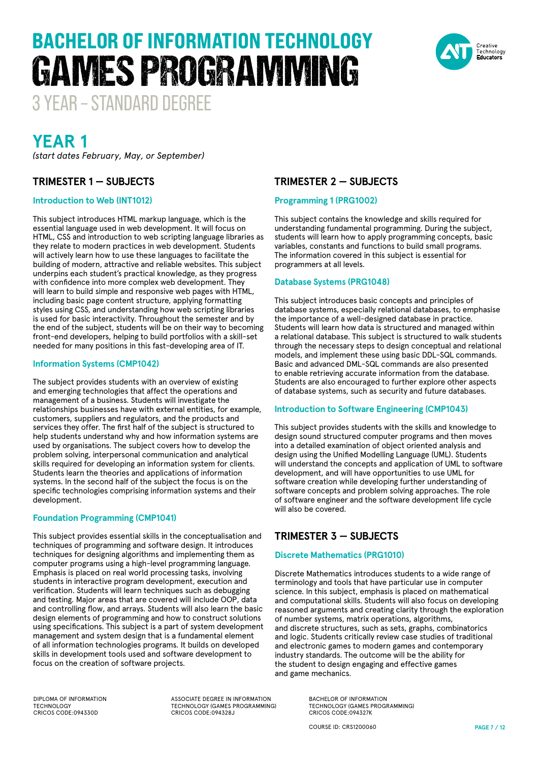# BACHELOR OF INFORMATION TECHNOLOGY
# GAMES PROGRAMMING
## 3 YEAR – STANDARD DEGREE

Creative Technology Educators

## YEAR 1

*(start dates February, May, or September)*

### TRIMESTER 1 — SUBJECTS

#### Introduction to Web (INT1012)

This subject introduces HTML markup language, which is the essential language used in web development. It will focus on HTML, CSS and introduction to web scripting language libraries as they relate to modern practices in web development. Students will actively learn how to use these languages to facilitate the building of modern, attractive and reliable websites. This subject underpins each student's practical knowledge, as they progress with confidence into more complex web development. They will learn to build simple and responsive web pages with HTML, including basic page content structure, applying formatting styles using CSS, and understanding how web scripting libraries is used for basic interactivity. Throughout the semester and by the end of the subject, students will be on their way to becoming front-end developers, helping to build portfolios with a skill-set needed for many positions in this fast-developing area of IT.

#### Information Systems (CMP1042)

The subject provides students with an overview of existing and emerging technologies that affect the operations and management of a business. Students will investigate the relationships businesses have with external entities, for example, customers, suppliers and regulators, and the products and services they offer. The first half of the subject is structured to help students understand why and how information systems are used by organisations. The subject covers how to develop the problem solving, interpersonal communication and analytical skills required for developing an information system for clients. Students learn the theories and applications of information systems. In the second half of the subject the focus is on the specific technologies comprising information systems and their development.

#### Foundation Programming (CMP1041)

This subject provides essential skills in the conceptualisation and techniques of programming and software design. It introduces techniques for designing algorithms and implementing them as computer programs using a high-level programming language. Emphasis is placed on real world processing tasks, involving students in interactive program development, execution and verification. Students will learn techniques such as debugging and testing. Major areas that are covered will include OOP, data and controlling flow, and arrays. Students will also learn the basic design elements of programming and how to construct solutions using specifications. This subject is a part of system development management and system design that is a fundamental element of all information technologies programs. It builds on developed skills in development tools used and software development to focus on the creation of software projects.

### TRIMESTER 2 — SUBJECTS

#### Programming 1 (PRG1002)

This subject contains the knowledge and skills required for understanding fundamental programming. During the subject, students will learn how to apply programming concepts, basic variables, constants and functions to build small programs. The information covered in this subject is essential for programmers at all levels.

#### Database Systems (PRG1048)

This subject introduces basic concepts and principles of database systems, especially relational databases, to emphasise the importance of a well-designed database in practice. Students will learn how data is structured and managed within a relational database. This subject is structured to walk students through the necessary steps to design conceptual and relational models, and implement these using basic DDL-SQL commands. Basic and advanced DML-SQL commands are also presented to enable retrieving accurate information from the database. Students are also encouraged to further explore other aspects of database systems, such as security and future databases.

#### Introduction to Software Engineering (CMP1043)

This subject provides students with the skills and knowledge to design sound structured computer programs and then moves into a detailed examination of object oriented analysis and design using the Unified Modelling Language (UML). Students will understand the concepts and application of UML to software development, and will have opportunities to use UML for software creation while developing further understanding of software concepts and problem solving approaches. The role of software engineer and the software development life cycle will also be covered.

### TRIMESTER 3 — SUBJECTS

#### Discrete Mathematics (PRG1010)

Discrete Mathematics introduces students to a wide range of terminology and tools that have particular use in computer science. In this subject, emphasis is placed on mathematical and computational skills. Students will also focus on developing reasoned arguments and creating clarity through the exploration of number systems, matrix operations, algorithms, and discrete structures, such as sets, graphs, combinatorics and logic. Students critically review case studies of traditional and electronic games to modern games and contemporary industry standards. The outcome will be the ability for the student to design engaging and effective games and game mechanics.

DIPLOMA OF INFORMATION TECHNOLOGY
CRICOS CODE:094330D

ASSOCIATE DEGREE IN INFORMATION TECHNOLOGY (GAMES PROGRAMMING)
CRICOS CODE:094328J

BACHELOR OF INFORMATION TECHNOLOGY (GAMES PROGRAMMING)
CRICOS CODE:094327K

COURSE ID: CRS1200060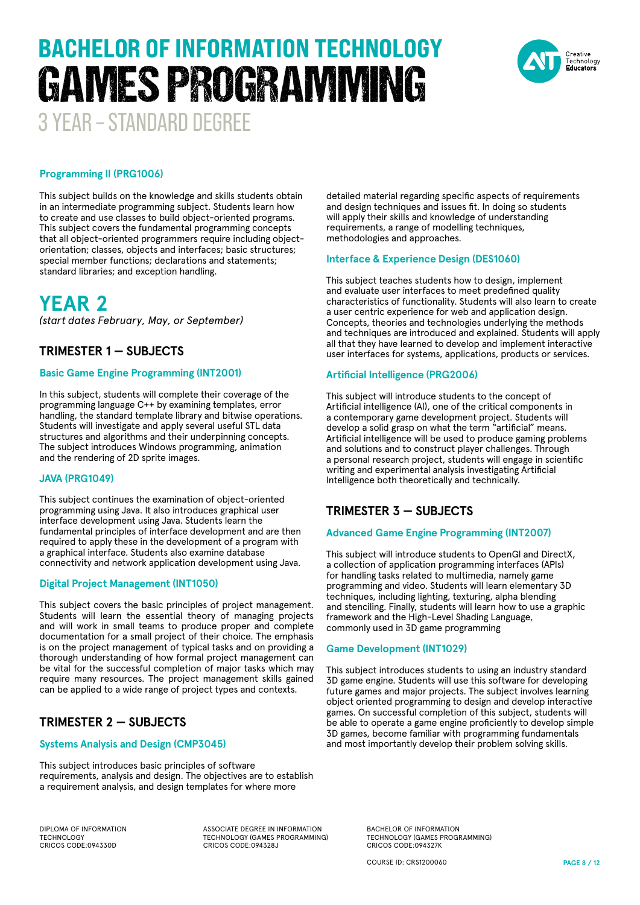# BACHELOR OF INFORMATION TECHNOLOGY
# GAMES PROGRAMMING
## 3 YEAR – STANDARD DEGREE

### Programming II (PRG1006)

This subject builds on the knowledge and skills students obtain in an intermediate programming subject. Students learn how to create and use classes to build object-oriented programs. This subject covers the fundamental programming concepts that all object-oriented programmers require including object-orientation; classes, objects and interfaces; basic structures; special member functions; declarations and statements; standard libraries; and exception handling.

# YEAR 2

*(start dates February, May, or September)*

## TRIMESTER 1 — SUBJECTS

### Basic Game Engine Programming (INT2001)

In this subject, students will complete their coverage of the programming language C++ by examining templates, error handling, the standard template library and bitwise operations. Students will investigate and apply several useful STL data structures and algorithms and their underpinning concepts. The subject introduces Windows programming, animation and the rendering of 2D sprite images.

### JAVA (PRG1049)

This subject continues the examination of object-oriented programming using Java. It also introduces graphical user interface development using Java. Students learn the fundamental principles of interface development and are then required to apply these in the development of a program with a graphical interface. Students also examine database connectivity and network application development using Java.

### Digital Project Management (INT1050)

This subject covers the basic principles of project management. Students will learn the essential theory of managing projects and will work in small teams to produce proper and complete documentation for a small project of their choice. The emphasis is on the project management of typical tasks and on providing a thorough understanding of how formal project management can be vital for the successful completion of major tasks which may require many resources. The project management skills gained can be applied to a wide range of project types and contexts.

## TRIMESTER 2 — SUBJECTS

### Systems Analysis and Design (CMP3045)

This subject introduces basic principles of software requirements, analysis and design. The objectives are to establish a requirement analysis, and design templates for where more detailed material regarding specific aspects of requirements and design techniques and issues fit. In doing so students will apply their skills and knowledge of understanding requirements, a range of modelling techniques, methodologies and approaches.

### Interface & Experience Design (DES1060)

This subject teaches students how to design, implement and evaluate user interfaces to meet predefined quality characteristics of functionality. Students will also learn to create a user centric experience for web and application design. Concepts, theories and technologies underlying the methods and techniques are introduced and explained. Students will apply all that they have learned to develop and implement interactive user interfaces for systems, applications, products or services.

### Artificial Intelligence (PRG2006)

This subject will introduce students to the concept of Artificial intelligence (AI), one of the critical components in a contemporary game development project. Students will develop a solid grasp on what the term "artificial" means. Artificial intelligence will be used to produce gaming problems and solutions and to construct player challenges. Through a personal research project, students will engage in scientific writing and experimental analysis investigating Artificial Intelligence both theoretically and technically.

## TRIMESTER 3 — SUBJECTS

### Advanced Game Engine Programming (INT2007)

This subject will introduce students to OpenGl and DirectX, a collection of application programming interfaces (APIs) for handling tasks related to multimedia, namely game programming and video. Students will learn elementary 3D techniques, including lighting, texturing, alpha blending and stenciling. Finally, students will learn how to use a graphic framework and the High-Level Shading Language, commonly used in 3D game programming

### Game Development (INT1029)

This subject introduces students to using an industry standard 3D game engine. Students will use this software for developing future games and major projects. The subject involves learning object oriented programming to design and develop interactive games. On successful completion of this subject, students will be able to operate a game engine proficiently to develop simple 3D games, become familiar with programming fundamentals and most importantly develop their problem solving skills.

DIPLOMA OF INFORMATION TECHNOLOGY CRICOS CODE:094330D

ASSOCIATE DEGREE IN INFORMATION TECHNOLOGY (GAMES PROGRAMMING) CRICOS CODE:094328J

BACHELOR OF INFORMATION TECHNOLOGY (GAMES PROGRAMMING) CRICOS CODE:094327K

COURSE ID: CRS1200060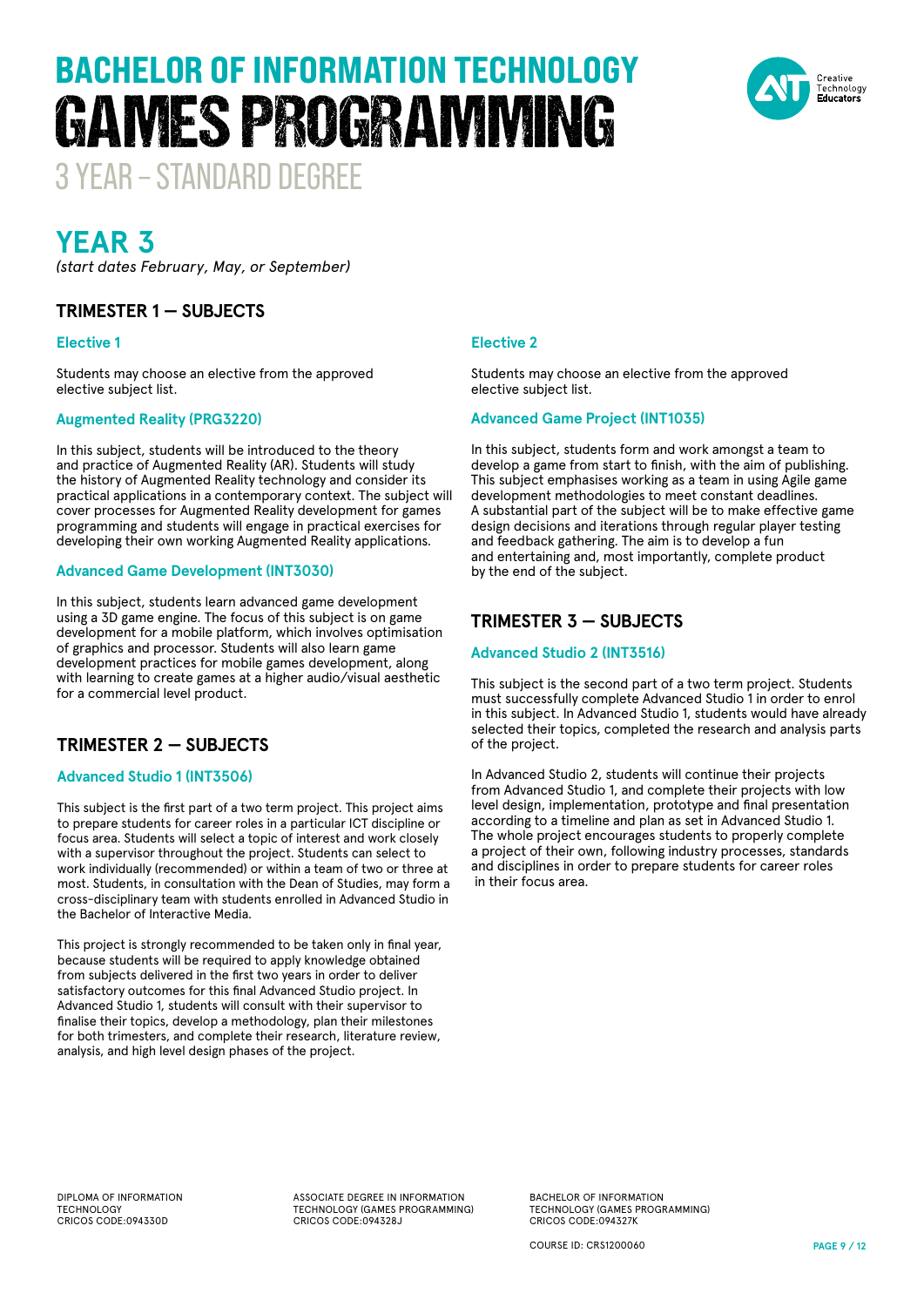# BACHELOR OF INFORMATION TECHNOLOGY
# GAMES PROGRAMMING
## 3 YEAR – STANDARD DEGREE

## YEAR 3

*(start dates February, May, or September)*

### TRIMESTER 1 — SUBJECTS

#### Elective 1

Students may choose an elective from the approved elective subject list.

#### Augmented Reality (PRG3220)

In this subject, students will be introduced to the theory and practice of Augmented Reality (AR). Students will study the history of Augmented Reality technology and consider its practical applications in a contemporary context. The subject will cover processes for Augmented Reality development for games programming and students will engage in practical exercises for developing their own working Augmented Reality applications.

#### Advanced Game Development (INT3030)

In this subject, students learn advanced game development using a 3D game engine. The focus of this subject is on game development for a mobile platform, which involves optimisation of graphics and processor. Students will also learn game development practices for mobile games development, along with learning to create games at a higher audio/visual aesthetic for a commercial level product.

### TRIMESTER 2 — SUBJECTS

#### Advanced Studio 1 (INT3506)

This subject is the first part of a two term project. This project aims to prepare students for career roles in a particular ICT discipline or focus area. Students will select a topic of interest and work closely with a supervisor throughout the project. Students can select to work individually (recommended) or within a team of two or three at most. Students, in consultation with the Dean of Studies, may form a cross-disciplinary team with students enrolled in Advanced Studio in the Bachelor of Interactive Media.

This project is strongly recommended to be taken only in final year, because students will be required to apply knowledge obtained from subjects delivered in the first two years in order to deliver satisfactory outcomes for this final Advanced Studio project. In Advanced Studio 1, students will consult with their supervisor to finalise their topics, develop a methodology, plan their milestones for both trimesters, and complete their research, literature review, analysis, and high level design phases of the project.

#### Elective 2

Students may choose an elective from the approved elective subject list.

#### Advanced Game Project (INT1035)

In this subject, students form and work amongst a team to develop a game from start to finish, with the aim of publishing. This subject emphasises working as a team in using Agile game development methodologies to meet constant deadlines. A substantial part of the subject will be to make effective game design decisions and iterations through regular player testing and feedback gathering. The aim is to develop a fun and entertaining and, most importantly, complete product by the end of the subject.

### TRIMESTER 3 — SUBJECTS

#### Advanced Studio 2 (INT3516)

This subject is the second part of a two term project. Students must successfully complete Advanced Studio 1 in order to enrol in this subject. In Advanced Studio 1, students would have already selected their topics, completed the research and analysis parts of the project.

In Advanced Studio 2, students will continue their projects from Advanced Studio 1, and complete their projects with low level design, implementation, prototype and final presentation according to a timeline and plan as set in Advanced Studio 1. The whole project encourages students to properly complete a project of their own, following industry processes, standards and disciplines in order to prepare students for career roles in their focus area.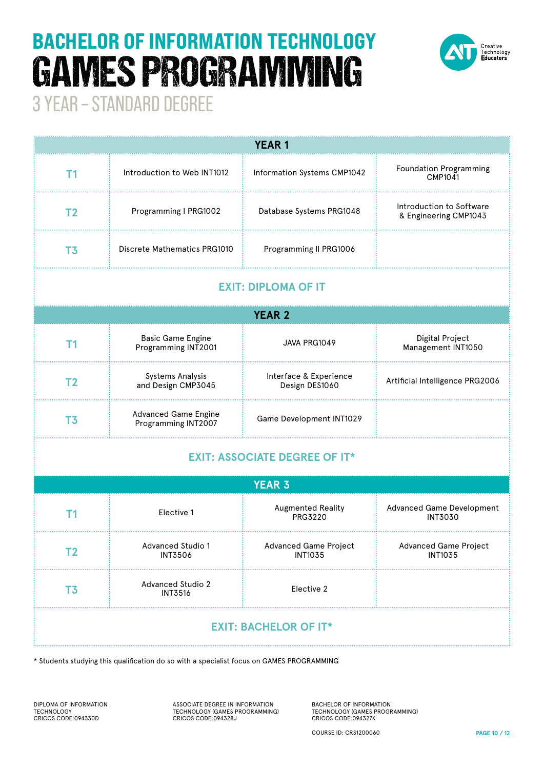# BACHELOR OF INFORMATION TECHNOLOGY
# GAMES PROGRAMMING
## 3 YEAR – STANDARD DEGREE

Creative Technology Educators

| YEAR 1 | | | |
|---|---|---|---|
| T1 | Introduction to Web INT1012 | Information Systems CMP1042 | Foundation Programming CMP1041 |
| T2 | Programming I PRG1002 | Database Systems PRG1048 | Introduction to Software & Engineering CMP1043 |
| T3 | Discrete Mathematics PRG1010 | Programming II PRG1006 | |
| **EXIT: DIPLOMA OF IT** | | | |
| **YEAR 2** | | | |
| T1 | Basic Game Engine Programming INT2001 | JAVA PRG1049 | Digital Project Management INT1050 |
| T2 | Systems Analysis and Design CMP3045 | Interface & Experience Design DES1060 | Artificial Intelligence PRG2006 |
| T3 | Advanced Game Engine Programming INT2007 | Game Development INT1029 | |
| **EXIT: ASSOCIATE DEGREE OF IT*** | | | |
| **YEAR 3** | | | |
| T1 | Elective 1 | Augmented Reality PRG3220 | Advanced Game Development INT3030 |
| T2 | Advanced Studio 1 INT3506 | Advanced Game Project INT1035 | Advanced Game Project INT1035 |
| T3 | Advanced Studio 2 INT3516 | Elective 2 | |
| **EXIT: BACHELOR OF IT*** | | | |

* Students studying this qualification do so with a specialist focus on GAMES PROGRAMMING

DIPLOMA OF INFORMATION TECHNOLOGY
CRICOS CODE:094330D

ASSOCIATE DEGREE IN INFORMATION TECHNOLOGY (GAMES PROGRAMMING)
CRICOS CODE:094328J

BACHELOR OF INFORMATION TECHNOLOGY (GAMES PROGRAMMING)
CRICOS CODE:094327K

COURSE ID: CRS1200060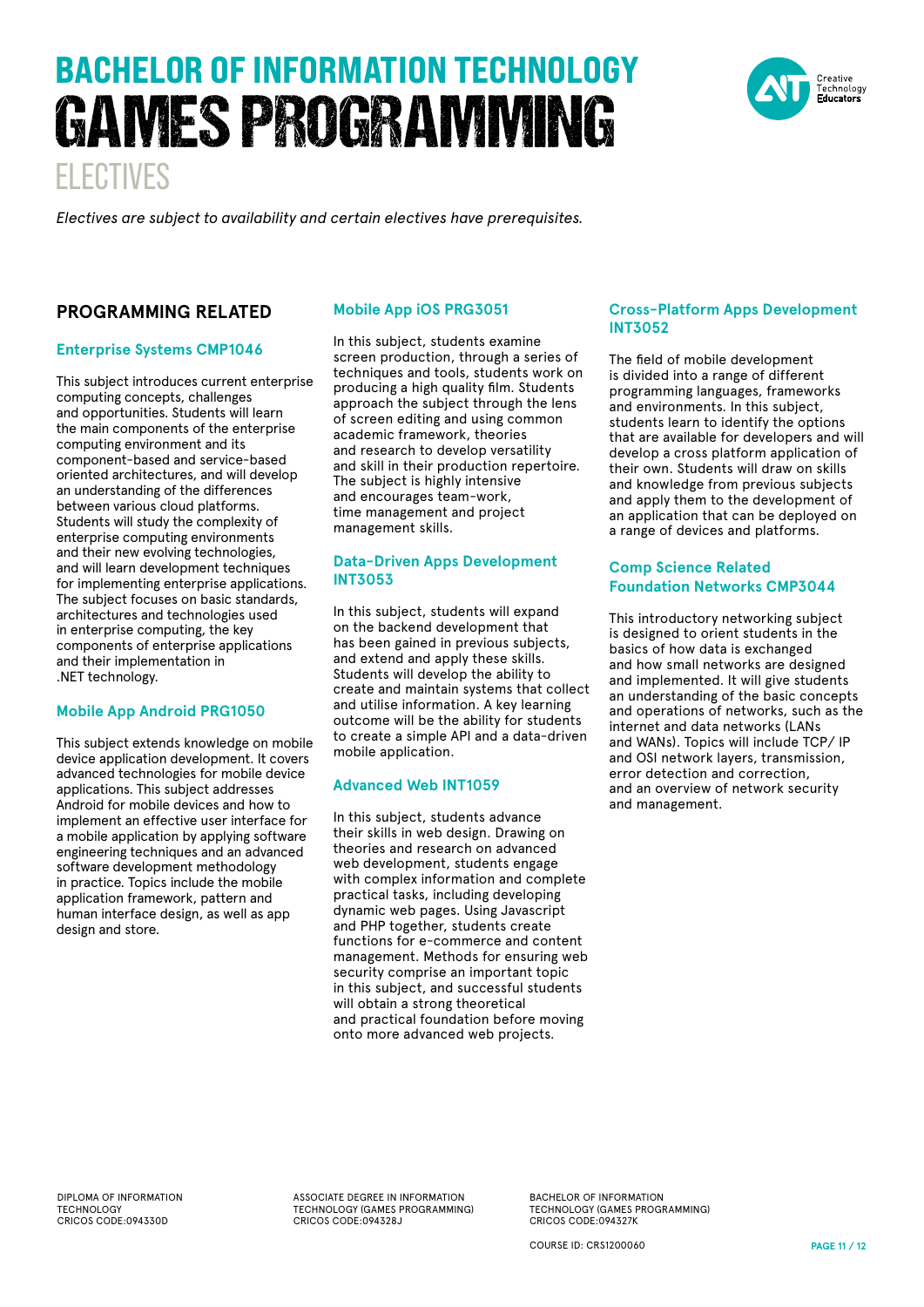# BACHELOR OF INFORMATION TECHNOLOGY
# GAMES PROGRAMMING
## ELECTIVES

*Electives are subject to availability and certain electives have prerequisites.*

### PROGRAMMING RELATED

#### Enterprise Systems CMP1046

This subject introduces current enterprise computing concepts, challenges and opportunities. Students will learn the main components of the enterprise computing environment and its component-based and service-based oriented architectures, and will develop an understanding of the differences between various cloud platforms. Students will study the complexity of enterprise computing environments and their new evolving technologies, and will learn development techniques for implementing enterprise applications. The subject focuses on basic standards, architectures and technologies used in enterprise computing, the key components of enterprise applications and their implementation in .NET technology.

#### Mobile App Android PRG1050

This subject extends knowledge on mobile device application development. It covers advanced technologies for mobile device applications. This subject addresses Android for mobile devices and how to implement an effective user interface for a mobile application by applying software engineering techniques and an advanced software development methodology in practice. Topics include the mobile application framework, pattern and human interface design, as well as app design and store.

#### Mobile App iOS PRG3051

In this subject, students examine screen production, through a series of techniques and tools, students work on producing a high quality film. Students approach the subject through the lens of screen editing and using common academic framework, theories and research to develop versatility and skill in their production repertoire. The subject is highly intensive and encourages team-work, time management and project management skills.

#### Data-Driven Apps Development INT3053

In this subject, students will expand on the backend development that has been gained in previous subjects, and extend and apply these skills. Students will develop the ability to create and maintain systems that collect and utilise information. A key learning outcome will be the ability for students to create a simple API and a data-driven mobile application.

#### Advanced Web INT1059

In this subject, students advance their skills in web design. Drawing on theories and research on advanced web development, students engage with complex information and complete practical tasks, including developing dynamic web pages. Using Javascript and PHP together, students create functions for e-commerce and content management. Methods for ensuring web security comprise an important topic in this subject, and successful students will obtain a strong theoretical and practical foundation before moving onto more advanced web projects.

#### Cross-Platform Apps Development INT3052

The field of mobile development is divided into a range of different programming languages, frameworks and environments. In this subject, students learn to identify the options that are available for developers and will develop a cross platform application of their own. Students will draw on skills and knowledge from previous subjects and apply them to the development of an application that can be deployed on a range of devices and platforms.

#### Comp Science Related Foundation Networks CMP3044

This introductory networking subject is designed to orient students in the basics of how data is exchanged and how small networks are designed and implemented. It will give students an understanding of the basic concepts and operations of networks, such as the internet and data networks (LANs and WANs). Topics will include TCP/ IP and OSI network layers, transmission, error detection and correction, and an overview of network security and management.

DIPLOMA OF INFORMATION TECHNOLOGY
CRICOS CODE:094330D

ASSOCIATE DEGREE IN INFORMATION TECHNOLOGY (GAMES PROGRAMMING)
CRICOS CODE:094328J

BACHELOR OF INFORMATION TECHNOLOGY (GAMES PROGRAMMING)
CRICOS CODE:094327K

COURSE ID: CRS1200060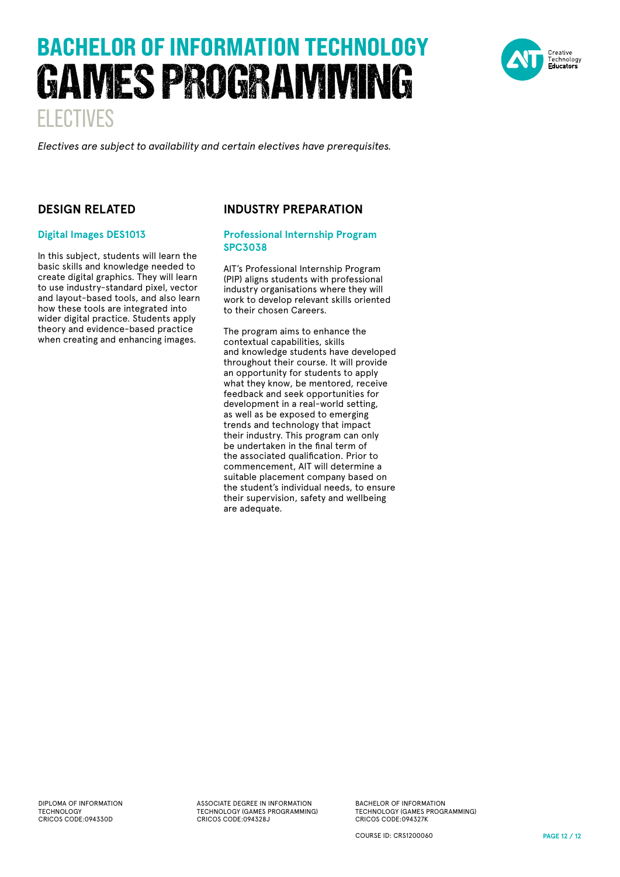# BACHELOR OF INFORMATION TECHNOLOGY
# GAMES PROGRAMMING
## ELECTIVES

*Electives are subject to availability and certain electives have prerequisites.*

## DESIGN RELATED

### Digital Images DES1013

In this subject, students will learn the basic skills and knowledge needed to create digital graphics. They will learn to use industry-standard pixel, vector and layout-based tools, and also learn how these tools are integrated into wider digital practice. Students apply theory and evidence-based practice when creating and enhancing images.

## INDUSTRY PREPARATION

### Professional Internship Program SPC3038

AIT's Professional Internship Program (PIP) aligns students with professional industry organisations where they will work to develop relevant skills oriented to their chosen Careers.

The program aims to enhance the contextual capabilities, skills and knowledge students have developed throughout their course. It will provide an opportunity for students to apply what they know, be mentored, receive feedback and seek opportunities for development in a real-world setting, as well as be exposed to emerging trends and technology that impact their industry. This program can only be undertaken in the final term of the associated qualification. Prior to commencement, AIT will determine a suitable placement company based on the student's individual needs, to ensure their supervision, safety and wellbeing are adequate.